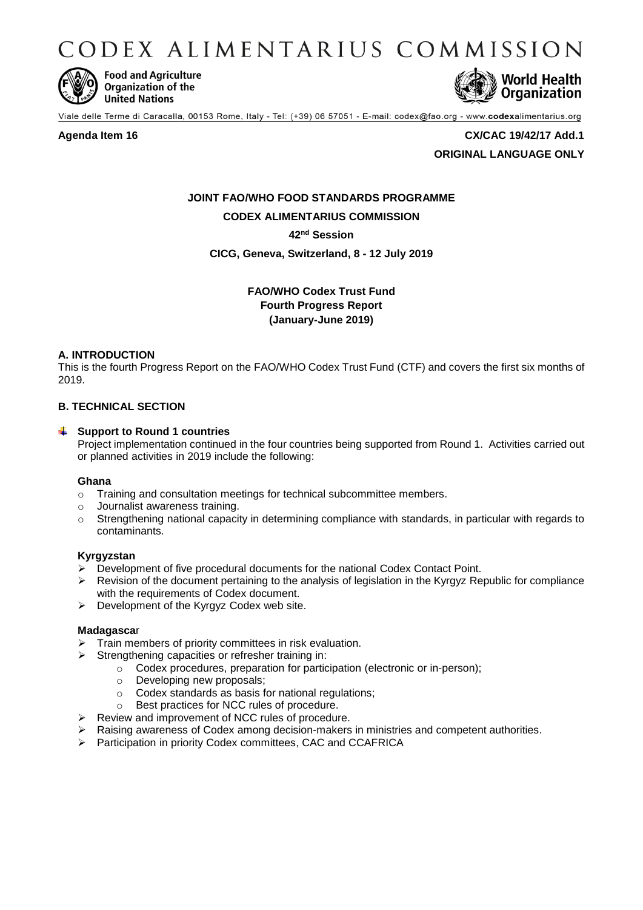# CODEX ALIMENTARIUS COMMISSION

Food and Agriculture Organization of the United Nations

World Health Organization

Viale delle Terme di Caracalla, 00153 Rome, Italy - Tel: (+39) 06 57051 - E-mail: codex@fao.org - www.codexalimentarius.org

**Agenda Item 16** **CX/CAC 19/42/17 Add.1**

**ORIGINAL LANGUAGE ONLY**

**JOINT FAO/WHO FOOD STANDARDS PROGRAMME**

**CODEX ALIMENTARIUS COMMISSION**

**42nd Session**

**CICG, Geneva, Switzerland, 8 - 12 July 2019**

**FAO/WHO Codex Trust Fund**
**Fourth Progress Report**
**(January-June 2019)**

## A. INTRODUCTION

This is the fourth Progress Report on the FAO/WHO Codex Trust Fund (CTF) and covers the first six months of 2019.

## B. TECHNICAL SECTION

### Support to Round 1 countries

Project implementation continued in the four countries being supported from Round 1. Activities carried out or planned activities in 2019 include the following:

**Ghana**

- Training and consultation meetings for technical subcommittee members.
- Journalist awareness training.
- Strengthening national capacity in determining compliance with standards, in particular with regards to contaminants.

**Kyrgyzstan**

- Development of five procedural documents for the national Codex Contact Point.
- Revision of the document pertaining to the analysis of legislation in the Kyrgyz Republic for compliance with the requirements of Codex document.
- Development of the Kyrgyz Codex web site.

**Madagascar**

- Train members of priority committees in risk evaluation.
- Strengthening capacities or refresher training in:
  - Codex procedures, preparation for participation (electronic or in-person);
  - Developing new proposals;
  - Codex standards as basis for national regulations;
  - Best practices for NCC rules of procedure.
- Review and improvement of NCC rules of procedure.
- Raising awareness of Codex among decision-makers in ministries and competent authorities.
- Participation in priority Codex committees, CAC and CCAFRICA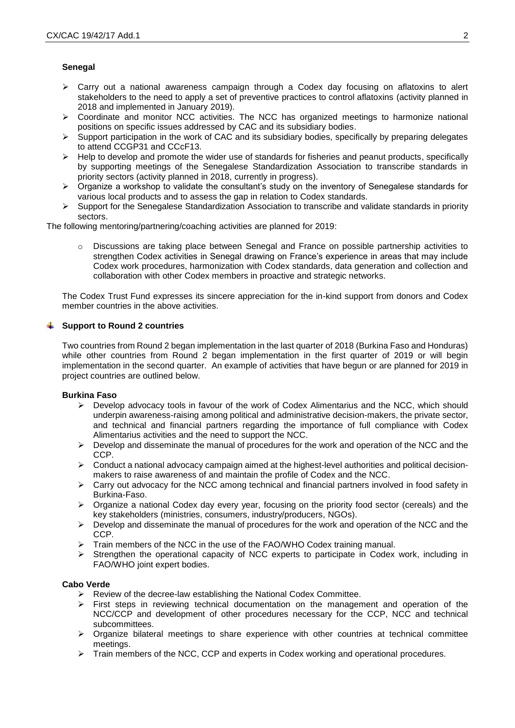**Senegal**

- Carry out a national awareness campaign through a Codex day focusing on aflatoxins to alert stakeholders to the need to apply a set of preventive practices to control aflatoxins (activity planned in 2018 and implemented in January 2019).
- Coordinate and monitor NCC activities. The NCC has organized meetings to harmonize national positions on specific issues addressed by CAC and its subsidiary bodies.
- Support participation in the work of CAC and its subsidiary bodies, specifically by preparing delegates to attend CCGP31 and CCcF13.
- Help to develop and promote the wider use of standards for fisheries and peanut products, specifically by supporting meetings of the Senegalese Standardization Association to transcribe standards in priority sectors (activity planned in 2018, currently in progress).
- Organize a workshop to validate the consultant's study on the inventory of Senegalese standards for various local products and to assess the gap in relation to Codex standards.
- Support for the Senegalese Standardization Association to transcribe and validate standards in priority sectors.

The following mentoring/partnering/coaching activities are planned for 2019:

- Discussions are taking place between Senegal and France on possible partnership activities to strengthen Codex activities in Senegal drawing on France's experience in areas that may include Codex work procedures, harmonization with Codex standards, data generation and collection and collaboration with other Codex members in proactive and strategic networks.

The Codex Trust Fund expresses its sincere appreciation for the in-kind support from donors and Codex member countries in the above activities.

**Support to Round 2 countries**

Two countries from Round 2 began implementation in the last quarter of 2018 (Burkina Faso and Honduras) while other countries from Round 2 began implementation in the first quarter of 2019 or will begin implementation in the second quarter. An example of activities that have begun or are planned for 2019 in project countries are outlined below.

**Burkina Faso**

- Develop advocacy tools in favour of the work of Codex Alimentarius and the NCC, which should underpin awareness-raising among political and administrative decision-makers, the private sector, and technical and financial partners regarding the importance of full compliance with Codex Alimentarius activities and the need to support the NCC.
- Develop and disseminate the manual of procedures for the work and operation of the NCC and the CCP.
- Conduct a national advocacy campaign aimed at the highest-level authorities and political decision-makers to raise awareness of and maintain the profile of Codex and the NCC.
- Carry out advocacy for the NCC among technical and financial partners involved in food safety in Burkina-Faso.
- Organize a national Codex day every year, focusing on the priority food sector (cereals) and the key stakeholders (ministries, consumers, industry/producers, NGOs).
- Develop and disseminate the manual of procedures for the work and operation of the NCC and the CCP.
- Train members of the NCC in the use of the FAO/WHO Codex training manual.
- Strengthen the operational capacity of NCC experts to participate in Codex work, including in FAO/WHO joint expert bodies.

**Cabo Verde**

- Review of the decree-law establishing the National Codex Committee.
- First steps in reviewing technical documentation on the management and operation of the NCC/CCP and development of other procedures necessary for the CCP, NCC and technical subcommittees.
- Organize bilateral meetings to share experience with other countries at technical committee meetings.
- Train members of the NCC, CCP and experts in Codex working and operational procedures.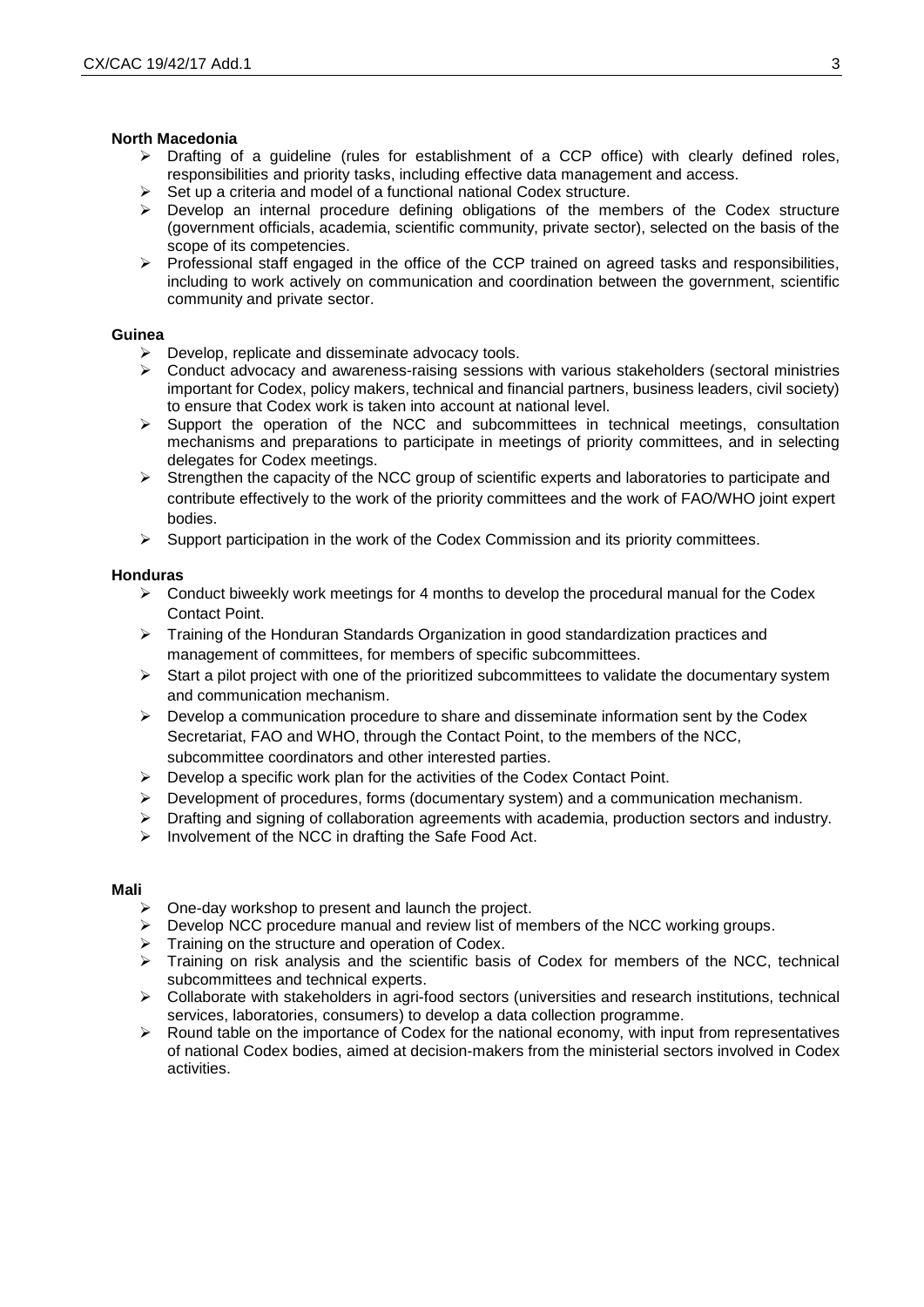**North Macedonia**

- Drafting of a guideline (rules for establishment of a CCP office) with clearly defined roles, responsibilities and priority tasks, including effective data management and access.
- Set up a criteria and model of a functional national Codex structure.
- Develop an internal procedure defining obligations of the members of the Codex structure (government officials, academia, scientific community, private sector), selected on the basis of the scope of its competencies.
- Professional staff engaged in the office of the CCP trained on agreed tasks and responsibilities, including to work actively on communication and coordination between the government, scientific community and private sector.

**Guinea**

- Develop, replicate and disseminate advocacy tools.
- Conduct advocacy and awareness-raising sessions with various stakeholders (sectoral ministries important for Codex, policy makers, technical and financial partners, business leaders, civil society) to ensure that Codex work is taken into account at national level.
- Support the operation of the NCC and subcommittees in technical meetings, consultation mechanisms and preparations to participate in meetings of priority committees, and in selecting delegates for Codex meetings.
- Strengthen the capacity of the NCC group of scientific experts and laboratories to participate and contribute effectively to the work of the priority committees and the work of FAO/WHO joint expert bodies.
- Support participation in the work of the Codex Commission and its priority committees.

**Honduras**

- Conduct biweekly work meetings for 4 months to develop the procedural manual for the Codex Contact Point.
- Training of the Honduran Standards Organization in good standardization practices and management of committees, for members of specific subcommittees.
- Start a pilot project with one of the prioritized subcommittees to validate the documentary system and communication mechanism.
- Develop a communication procedure to share and disseminate information sent by the Codex Secretariat, FAO and WHO, through the Contact Point, to the members of the NCC, subcommittee coordinators and other interested parties.
- Develop a specific work plan for the activities of the Codex Contact Point.
- Development of procedures, forms (documentary system) and a communication mechanism.
- Drafting and signing of collaboration agreements with academia, production sectors and industry.
- Involvement of the NCC in drafting the Safe Food Act.

**Mali**

- One-day workshop to present and launch the project.
- Develop NCC procedure manual and review list of members of the NCC working groups.
- Training on the structure and operation of Codex.
- Training on risk analysis and the scientific basis of Codex for members of the NCC, technical subcommittees and technical experts.
- Collaborate with stakeholders in agri-food sectors (universities and research institutions, technical services, laboratories, consumers) to develop a data collection programme.
- Round table on the importance of Codex for the national economy, with input from representatives of national Codex bodies, aimed at decision-makers from the ministerial sectors involved in Codex activities.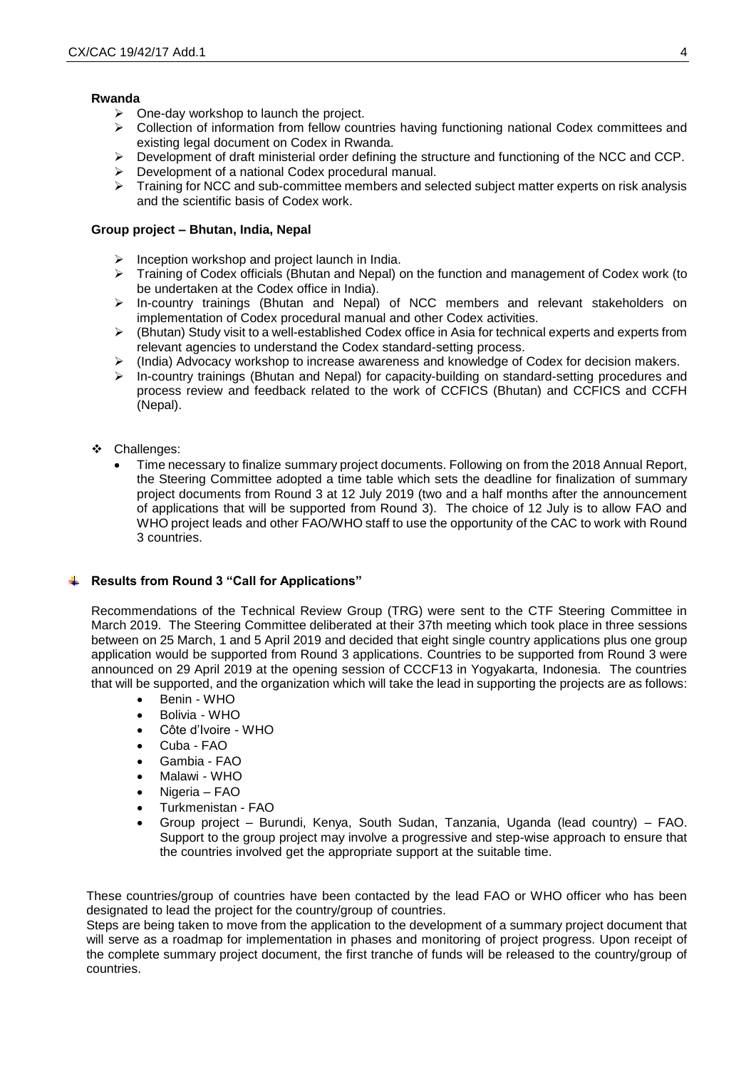**Rwanda**

- One-day workshop to launch the project.
- Collection of information from fellow countries having functioning national Codex committees and existing legal document on Codex in Rwanda.
- Development of draft ministerial order defining the structure and functioning of the NCC and CCP.
- Development of a national Codex procedural manual.
- Training for NCC and sub-committee members and selected subject matter experts on risk analysis and the scientific basis of Codex work.

**Group project – Bhutan, India, Nepal**

- Inception workshop and project launch in India.
- Training of Codex officials (Bhutan and Nepal) on the function and management of Codex work (to be undertaken at the Codex office in India).
- In-country trainings (Bhutan and Nepal) of NCC members and relevant stakeholders on implementation of Codex procedural manual and other Codex activities.
- (Bhutan) Study visit to a well-established Codex office in Asia for technical experts and experts from relevant agencies to understand the Codex standard-setting process.
- (India) Advocacy workshop to increase awareness and knowledge of Codex for decision makers.
- In-country trainings (Bhutan and Nepal) for capacity-building on standard-setting procedures and process review and feedback related to the work of CCFICS (Bhutan) and CCFICS and CCFH (Nepal).

- Challenges:
  - Time necessary to finalize summary project documents. Following on from the 2018 Annual Report, the Steering Committee adopted a time table which sets the deadline for finalization of summary project documents from Round 3 at 12 July 2019 (two and a half months after the announcement of applications that will be supported from Round 3). The choice of 12 July is to allow FAO and WHO project leads and other FAO/WHO staff to use the opportunity of the CAC to work with Round 3 countries.

### Results from Round 3 "Call for Applications"

Recommendations of the Technical Review Group (TRG) were sent to the CTF Steering Committee in March 2019. The Steering Committee deliberated at their 37th meeting which took place in three sessions between on 25 March, 1 and 5 April 2019 and decided that eight single country applications plus one group application would be supported from Round 3 applications. Countries to be supported from Round 3 were announced on 29 April 2019 at the opening session of CCCF13 in Yogyakarta, Indonesia. The countries that will be supported, and the organization which will take the lead in supporting the projects are as follows:

- Benin - WHO
- Bolivia - WHO
- Côte d'Ivoire - WHO
- Cuba - FAO
- Gambia - FAO
- Malawi - WHO
- Nigeria – FAO
- Turkmenistan - FAO
- Group project – Burundi, Kenya, South Sudan, Tanzania, Uganda (lead country) – FAO. Support to the group project may involve a progressive and step-wise approach to ensure that the countries involved get the appropriate support at the suitable time.

These countries/group of countries have been contacted by the lead FAO or WHO officer who has been designated to lead the project for the country/group of countries.

Steps are being taken to move from the application to the development of a summary project document that will serve as a roadmap for implementation in phases and monitoring of project progress. Upon receipt of the complete summary project document, the first tranche of funds will be released to the country/group of countries.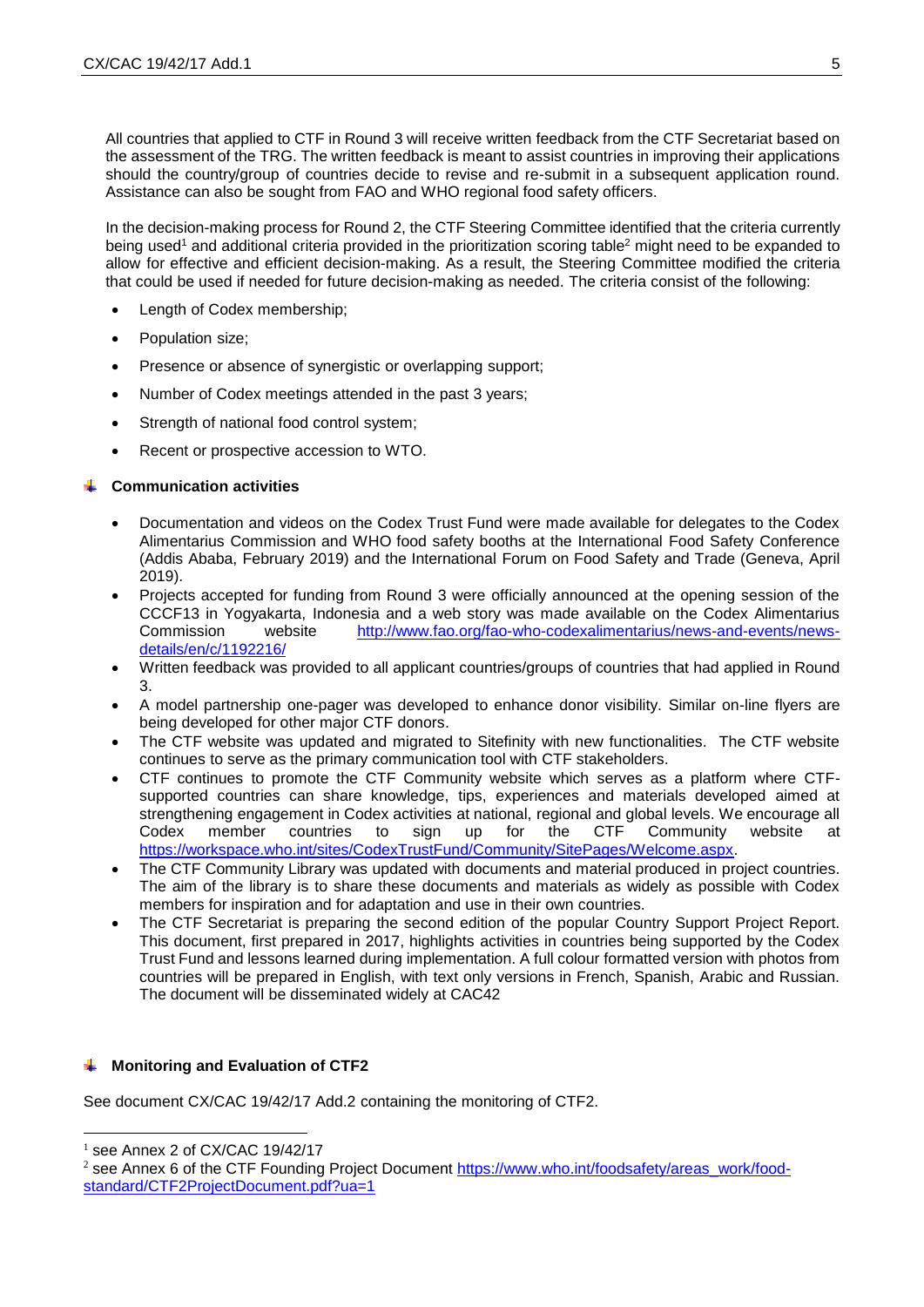All countries that applied to CTF in Round 3 will receive written feedback from the CTF Secretariat based on the assessment of the TRG. The written feedback is meant to assist countries in improving their applications should the country/group of countries decide to revise and re-submit in a subsequent application round. Assistance can also be sought from FAO and WHO regional food safety officers.

In the decision-making process for Round 2, the CTF Steering Committee identified that the criteria currently being used[1] and additional criteria provided in the prioritization scoring table[2] might need to be expanded to allow for effective and efficient decision-making. As a result, the Steering Committee modified the criteria that could be used if needed for future decision-making as needed. The criteria consist of the following:

- Length of Codex membership;
- Population size;
- Presence or absence of synergistic or overlapping support;
- Number of Codex meetings attended in the past 3 years;
- Strength of national food control system;
- Recent or prospective accession to WTO.

## Communication activities

- Documentation and videos on the Codex Trust Fund were made available for delegates to the Codex Alimentarius Commission and WHO food safety booths at the International Food Safety Conference (Addis Ababa, February 2019) and the International Forum on Food Safety and Trade (Geneva, April 2019).
- Projects accepted for funding from Round 3 were officially announced at the opening session of the CCCF13 in Yogyakarta, Indonesia and a web story was made available on the Codex Alimentarius Commission website [http://www.fao.org/fao-who-codexalimentarius/news-and-events/news-details/en/c/1192216/](http://www.fao.org/fao-who-codexalimentarius/news-and-events/news-details/en/c/1192216/)
- Written feedback was provided to all applicant countries/groups of countries that had applied in Round 3.
- A model partnership one-pager was developed to enhance donor visibility. Similar on-line flyers are being developed for other major CTF donors.
- The CTF website was updated and migrated to Sitefinity with new functionalities. The CTF website continues to serve as the primary communication tool with CTF stakeholders.
- CTF continues to promote the CTF Community website which serves as a platform where CTF-supported countries can share knowledge, tips, experiences and materials developed aimed at strengthening engagement in Codex activities at national, regional and global levels. We encourage all Codex member countries to sign up for the CTF Community website at [https://workspace.who.int/sites/CodexTrustFund/Community/SitePages/Welcome.aspx](https://workspace.who.int/sites/CodexTrustFund/Community/SitePages/Welcome.aspx).
- The CTF Community Library was updated with documents and material produced in project countries. The aim of the library is to share these documents and materials as widely as possible with Codex members for inspiration and for adaptation and use in their own countries.
- The CTF Secretariat is preparing the second edition of the popular Country Support Project Report. This document, first prepared in 2017, highlights activities in countries being supported by the Codex Trust Fund and lessons learned during implementation. A full colour formatted version with photos from countries will be prepared in English, with text only versions in French, Spanish, Arabic and Russian. The document will be disseminated widely at CAC42

## Monitoring and Evaluation of CTF2

See document CX/CAC 19/42/17 Add.2 containing the monitoring of CTF2.

---

[1] see Annex 2 of CX/CAC 19/42/17

[2] see Annex 6 of the CTF Founding Project Document [https://www.who.int/foodsafety/areas_work/food-standard/CTF2ProjectDocument.pdf?ua=1](https://www.who.int/foodsafety/areas_work/food-standard/CTF2ProjectDocument.pdf?ua=1)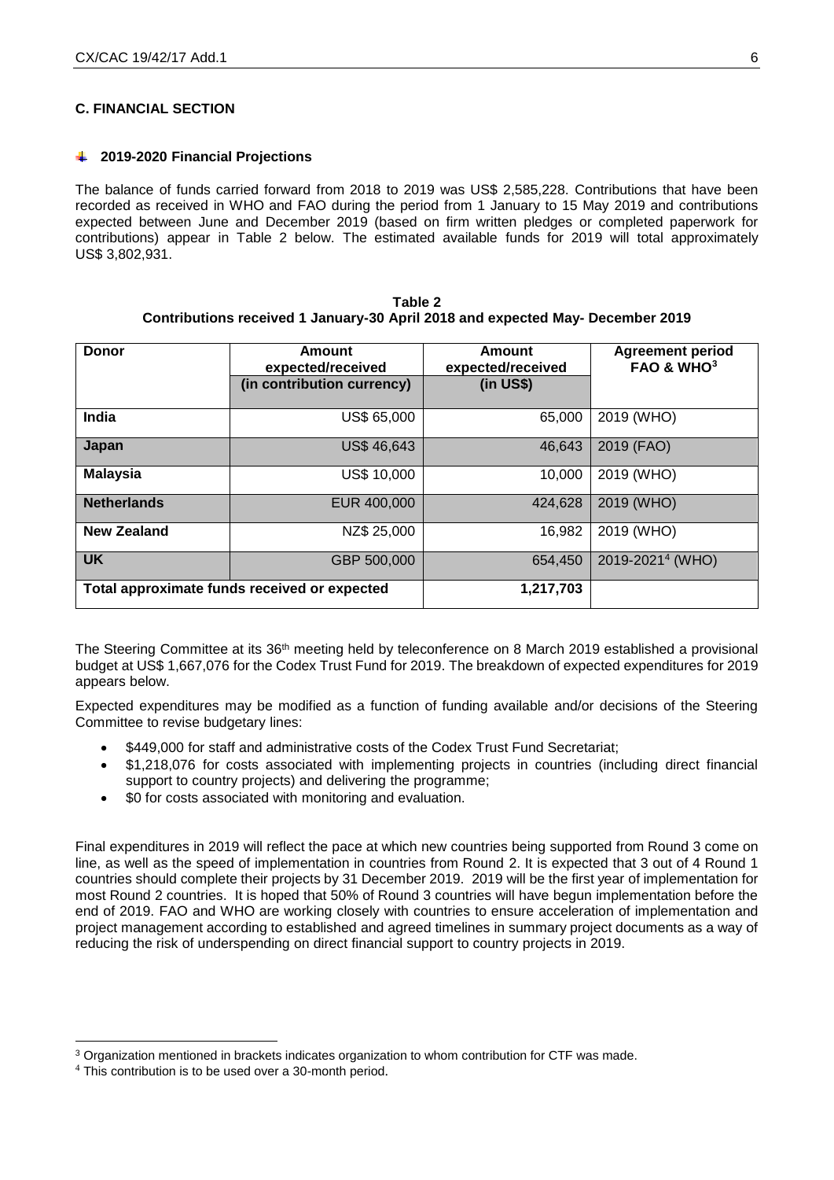## C. FINANCIAL SECTION

### 2019-2020 Financial Projections

The balance of funds carried forward from 2018 to 2019 was US$ 2,585,228. Contributions that have been recorded as received in WHO and FAO during the period from 1 January to 15 May 2019 and contributions expected between June and December 2019 (based on firm written pledges or completed paperwork for contributions) appear in Table 2 below. The estimated available funds for 2019 will total approximately US$ 3,802,931.

**Table 2**
**Contributions received 1 January-30 April 2018 and expected May- December 2019**

| Donor | Amount expected/received (in contribution currency) | Amount expected/received (in US$) | Agreement period FAO & WHO[3] |
|---|---|---|---|
| **India** | US$ 65,000 | 65,000 | 2019 (WHO) |
| **Japan** | US$ 46,643 | 46,643 | 2019 (FAO) |
| **Malaysia** | US$ 10,000 | 10,000 | 2019 (WHO) |
| **Netherlands** | EUR 400,000 | 424,628 | 2019 (WHO) |
| **New Zealand** | NZ$ 25,000 | 16,982 | 2019 (WHO) |
| **UK** | GBP 500,000 | 654,450 | 2019-2021[4] (WHO) |
| **Total approximate funds received or expected** | | **1,217,703** | |

The Steering Committee at its 36th meeting held by teleconference on 8 March 2019 established a provisional budget at US$ 1,667,076 for the Codex Trust Fund for 2019. The breakdown of expected expenditures for 2019 appears below.

Expected expenditures may be modified as a function of funding available and/or decisions of the Steering Committee to revise budgetary lines:

- $449,000 for staff and administrative costs of the Codex Trust Fund Secretariat;
- $1,218,076 for costs associated with implementing projects in countries (including direct financial support to country projects) and delivering the programme;
- $0 for costs associated with monitoring and evaluation.

Final expenditures in 2019 will reflect the pace at which new countries being supported from Round 3 come on line, as well as the speed of implementation in countries from Round 2. It is expected that 3 out of 4 Round 1 countries should complete their projects by 31 December 2019. 2019 will be the first year of implementation for most Round 2 countries. It is hoped that 50% of Round 3 countries will have begun implementation before the end of 2019. FAO and WHO are working closely with countries to ensure acceleration of implementation and project management according to established and agreed timelines in summary project documents as a way of reducing the risk of underspending on direct financial support to country projects in 2019.

---

[3] Organization mentioned in brackets indicates organization to whom contribution for CTF was made.

[4] This contribution is to be used over a 30-month period.